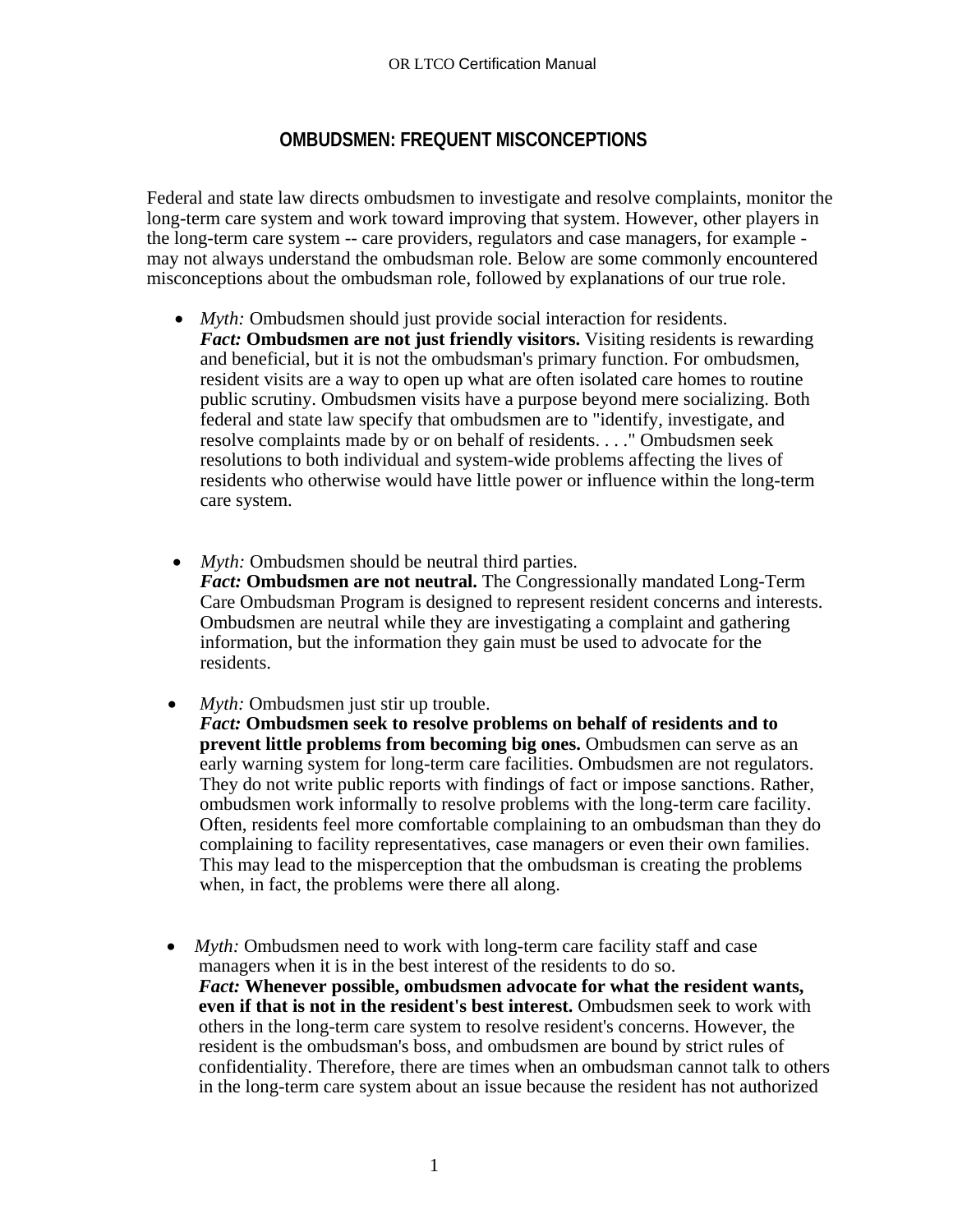# OMBUDSMEN: FREQUENT MISCONCEPTIONS

Federal and state law directs ombudsmen to investigate and resolve complaints, monitor the long-term care system and work toward improving that system. However, other players in the long-term care system -- care providers, regulators and case managers, for example - may not always understand the ombudsman role. Below are some commonly encountered misconceptions about the ombudsman role, followed by explanations of our true role.

- *Myth:* Ombudsmen should just provide social interaction for residents.
  ***Fact:*** **Ombudsmen are not just friendly visitors.** Visiting residents is rewarding and beneficial, but it is not the ombudsman's primary function. For ombudsmen, resident visits are a way to open up what are often isolated care homes to routine public scrutiny. Ombudsmen visits have a purpose beyond mere socializing. Both federal and state law specify that ombudsmen are to "identify, investigate, and resolve complaints made by or on behalf of residents. . . ." Ombudsmen seek resolutions to both individual and system-wide problems affecting the lives of residents who otherwise would have little power or influence within the long-term care system.

- *Myth:* Ombudsmen should be neutral third parties.
  ***Fact:*** **Ombudsmen are not neutral.** The Congressionally mandated Long-Term Care Ombudsman Program is designed to represent resident concerns and interests. Ombudsmen are neutral while they are investigating a complaint and gathering information, but the information they gain must be used to advocate for the residents.

- *Myth:* Ombudsmen just stir up trouble.
  ***Fact:*** **Ombudsmen seek to resolve problems on behalf of residents and to prevent little problems from becoming big ones.** Ombudsmen can serve as an early warning system for long-term care facilities. Ombudsmen are not regulators. They do not write public reports with findings of fact or impose sanctions. Rather, ombudsmen work informally to resolve problems with the long-term care facility. Often, residents feel more comfortable complaining to an ombudsman than they do complaining to facility representatives, case managers or even their own families. This may lead to the misperception that the ombudsman is creating the problems when, in fact, the problems were there all along.

- *Myth:* Ombudsmen need to work with long-term care facility staff and case managers when it is in the best interest of the residents to do so.
  ***Fact:*** **Whenever possible, ombudsmen advocate for what the resident wants, even if that is not in the resident's best interest.** Ombudsmen seek to work with others in the long-term care system to resolve resident's concerns. However, the resident is the ombudsman's boss, and ombudsmen are bound by strict rules of confidentiality. Therefore, there are times when an ombudsman cannot talk to others in the long-term care system about an issue because the resident has not authorized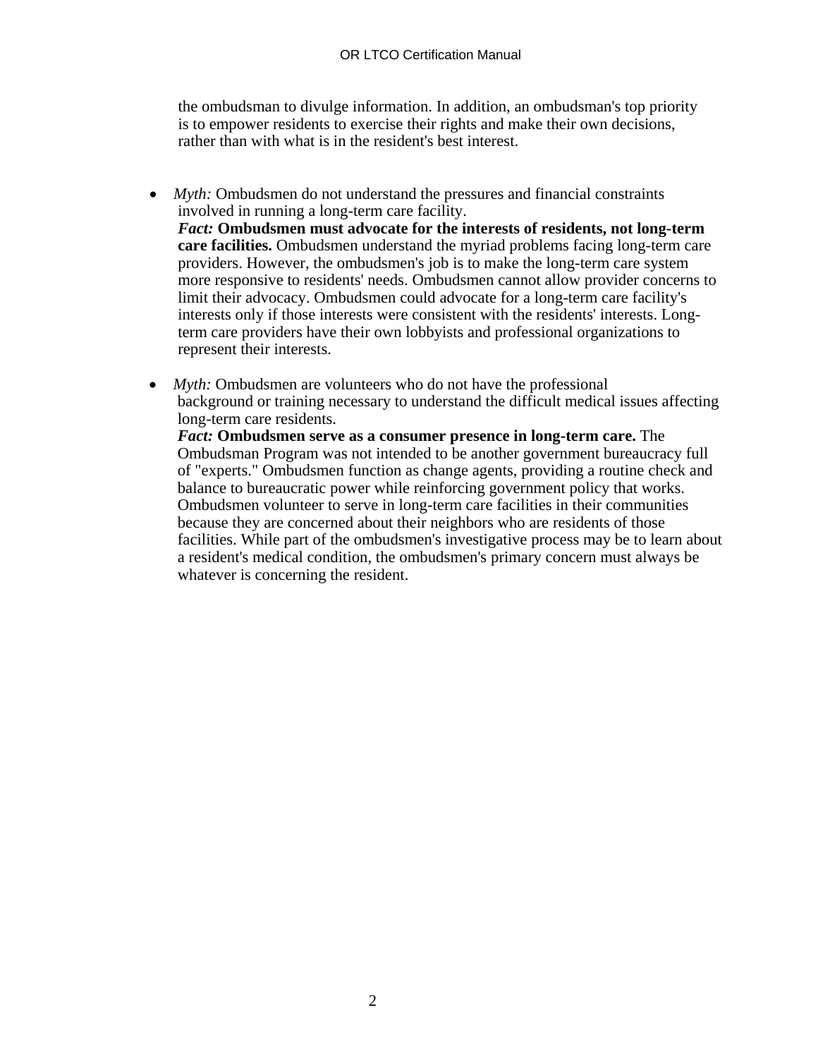the ombudsman to divulge information. In addition, an ombudsman's top priority is to empower residents to exercise their rights and make their own decisions, rather than with what is in the resident's best interest.

- *Myth:* Ombudsmen do not understand the pressures and financial constraints involved in running a long-term care facility.
  ***Fact:*** **Ombudsmen must advocate for the interests of residents, not long-term care facilities.** Ombudsmen understand the myriad problems facing long-term care providers. However, the ombudsmen's job is to make the long-term care system more responsive to residents' needs. Ombudsmen cannot allow provider concerns to limit their advocacy. Ombudsmen could advocate for a long-term care facility's interests only if those interests were consistent with the residents' interests. Long-term care providers have their own lobbyists and professional organizations to represent their interests.

- *Myth:* Ombudsmen are volunteers who do not have the professional background or training necessary to understand the difficult medical issues affecting long-term care residents.
  ***Fact:*** **Ombudsmen serve as a consumer presence in long-term care.** The Ombudsman Program was not intended to be another government bureaucracy full of "experts." Ombudsmen function as change agents, providing a routine check and balance to bureaucratic power while reinforcing government policy that works. Ombudsmen volunteer to serve in long-term care facilities in their communities because they are concerned about their neighbors who are residents of those facilities. While part of the ombudsmen's investigative process may be to learn about a resident's medical condition, the ombudsmen's primary concern must always be whatever is concerning the resident.